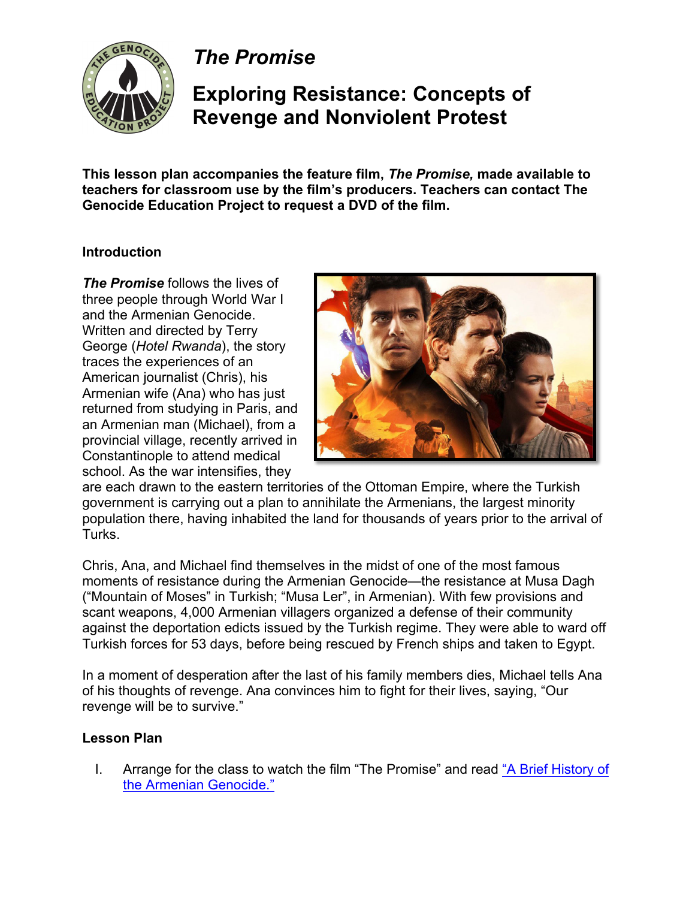# *The Promise*

## Exploring Resistance: Concepts of Revenge and Nonviolent Protest

**This lesson plan accompanies the feature film, *The Promise,* made available to teachers for classroom use by the film's producers. Teachers can contact The Genocide Education Project to request a DVD of the film.**

**Introduction**

***The Promise*** follows the lives of three people through World War I and the Armenian Genocide. Written and directed by Terry George (*Hotel Rwanda*), the story traces the experiences of an American journalist (Chris), his Armenian wife (Ana) who has just returned from studying in Paris, and an Armenian man (Michael), from a provincial village, recently arrived in Constantinople to attend medical school. As the war intensifies, they are each drawn to the eastern territories of the Ottoman Empire, where the Turkish government is carrying out a plan to annihilate the Armenians, the largest minority population there, having inhabited the land for thousands of years prior to the arrival of Turks.

Chris, Ana, and Michael find themselves in the midst of one of the most famous moments of resistance during the Armenian Genocide—the resistance at Musa Dagh ("Mountain of Moses" in Turkish; "Musa Ler", in Armenian). With few provisions and scant weapons, 4,000 Armenian villagers organized a defense of their community against the deportation edicts issued by the Turkish regime. They were able to ward off Turkish forces for 53 days, before being rescued by French ships and taken to Egypt.

In a moment of desperation after the last of his family members dies, Michael tells Ana of his thoughts of revenge. Ana convinces him to fight for their lives, saying, "Our revenge will be to survive."

**Lesson Plan**

I. Arrange for the class to watch the film "The Promise" and read "A Brief History of the Armenian Genocide."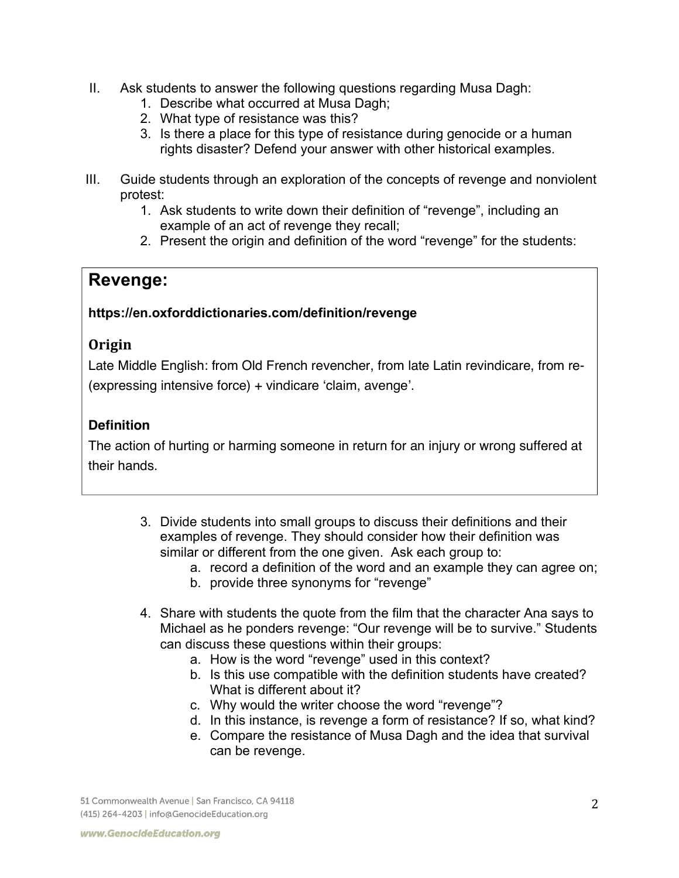II. Ask students to answer the following questions regarding Musa Dagh:
    1. Describe what occurred at Musa Dagh;
    2. What type of resistance was this?
    3. Is there a place for this type of resistance during genocide or a human rights disaster? Defend your answer with other historical examples.

III. Guide students through an exploration of the concepts of revenge and nonviolent protest:
    1. Ask students to write down their definition of "revenge", including an example of an act of revenge they recall;
    2. Present the origin and definition of the word "revenge" for the students:

> ## Revenge:
>
> **https://en.oxforddictionaries.com/definition/revenge**
>
> ### Origin
>
> Late Middle English: from Old French revencher, from late Latin revindicare, from re- (expressing intensive force) + vindicare 'claim, avenge'.
>
> **Definition**
>
> The action of hurting or harming someone in return for an injury or wrong suffered at their hands.

3. Divide students into small groups to discuss their definitions and their examples of revenge. They should consider how their definition was similar or different from the one given. Ask each group to:
    a. record a definition of the word and an example they can agree on;
    b. provide three synonyms for "revenge"

4. Share with students the quote from the film that the character Ana says to Michael as he ponders revenge: "Our revenge will be to survive." Students can discuss these questions within their groups:
    a. How is the word "revenge" used in this context?
    b. Is this use compatible with the definition students have created? What is different about it?
    c. Why would the writer choose the word "revenge"?
    d. In this instance, is revenge a form of resistance? If so, what kind?
    e. Compare the resistance of Musa Dagh and the idea that survival can be revenge.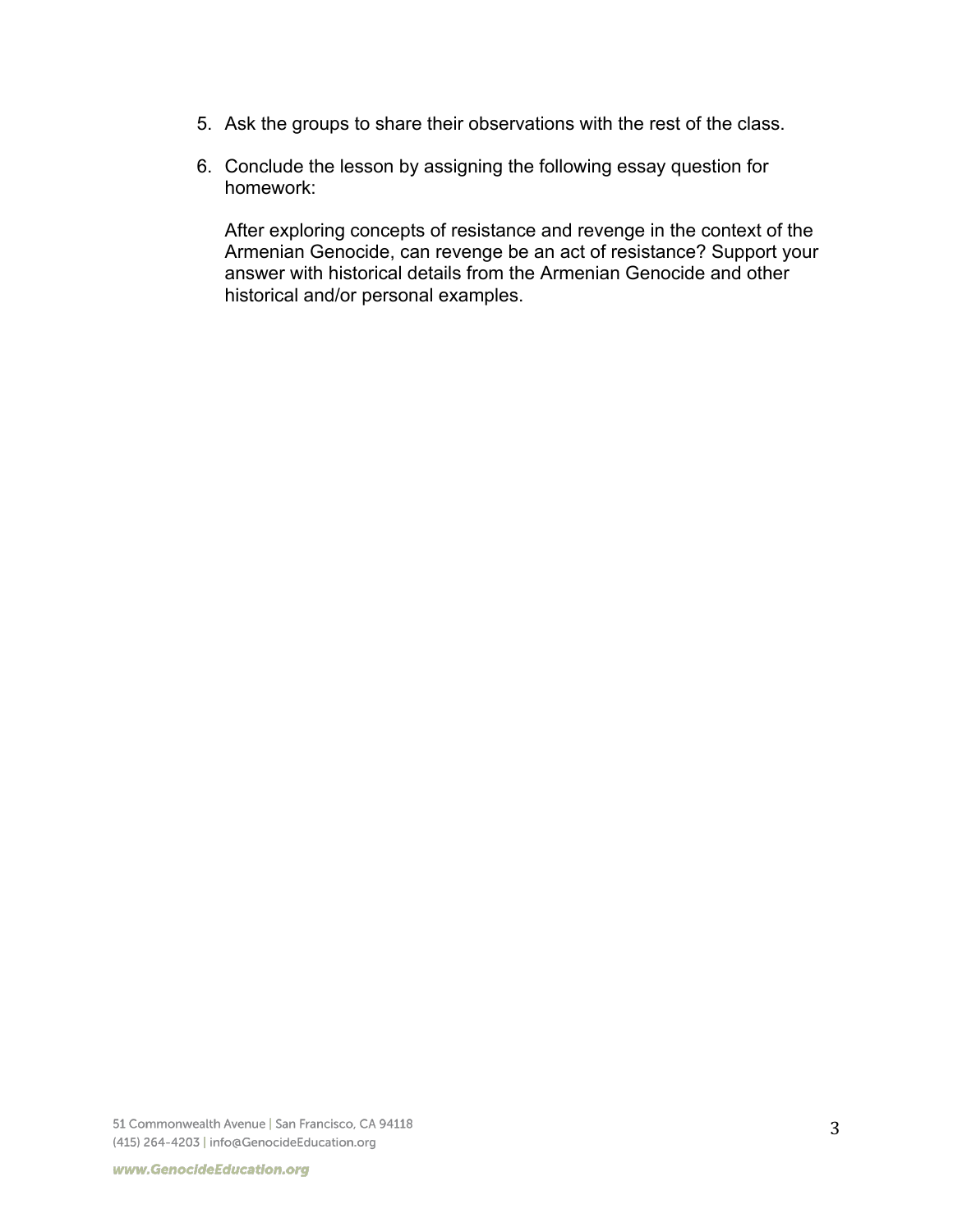5. Ask the groups to share their observations with the rest of the class.

6. Conclude the lesson by assigning the following essay question for homework:

   After exploring concepts of resistance and revenge in the context of the Armenian Genocide, can revenge be an act of resistance? Support your answer with historical details from the Armenian Genocide and other historical and/or personal examples.